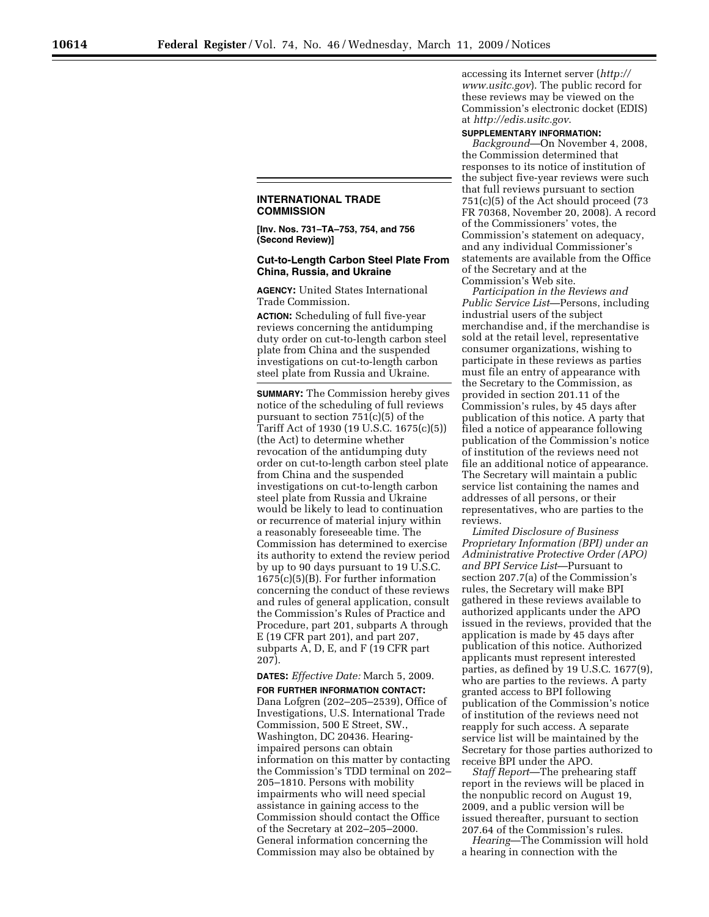## INTERNATIONAL TRADE COMMISSION

**[Inv. Nos. 731–TA–753, 754, and 756 (Second Review)]**

### Cut-to-Length Carbon Steel Plate From China, Russia, and Ukraine

**AGENCY:** United States International Trade Commission.

**ACTION:** Scheduling of full five-year reviews concerning the antidumping duty order on cut-to-length carbon steel plate from China and the suspended investigations on cut-to-length carbon steel plate from Russia and Ukraine.

**SUMMARY:** The Commission hereby gives notice of the scheduling of full reviews pursuant to section 751(c)(5) of the Tariff Act of 1930 (19 U.S.C. 1675(c)(5)) (the Act) to determine whether revocation of the antidumping duty order on cut-to-length carbon steel plate from China and the suspended investigations on cut-to-length carbon steel plate from Russia and Ukraine would be likely to lead to continuation or recurrence of material injury within a reasonably foreseeable time. The Commission has determined to exercise its authority to extend the review period by up to 90 days pursuant to 19 U.S.C. 1675(c)(5)(B). For further information concerning the conduct of these reviews and rules of general application, consult the Commission's Rules of Practice and Procedure, part 201, subparts A through E (19 CFR part 201), and part 207, subparts A, D, E, and F (19 CFR part 207).

**DATES:** *Effective Date:* March 5, 2009.

**FOR FURTHER INFORMATION CONTACT:** Dana Lofgren (202–205–2539), Office of Investigations, U.S. International Trade Commission, 500 E Street, SW., Washington, DC 20436. Hearing-impaired persons can obtain information on this matter by contacting the Commission's TDD terminal on 202–205–1810. Persons with mobility impairments who will need special assistance in gaining access to the Commission should contact the Office of the Secretary at 202–205–2000. General information concerning the Commission may also be obtained by accessing its Internet server (*http://www.usitc.gov*). The public record for these reviews may be viewed on the Commission's electronic docket (EDIS) at *http://edis.usitc.gov*.

**SUPPLEMENTARY INFORMATION:**

*Background*—On November 4, 2008, the Commission determined that responses to its notice of institution of the subject five-year reviews were such that full reviews pursuant to section 751(c)(5) of the Act should proceed (73 FR 70368, November 20, 2008). A record of the Commissioners' votes, the Commission's statement on adequacy, and any individual Commissioner's statements are available from the Office of the Secretary and at the Commission's Web site.

*Participation in the Reviews and Public Service List*—Persons, including industrial users of the subject merchandise and, if the merchandise is sold at the retail level, representative consumer organizations, wishing to participate in these reviews as parties must file an entry of appearance with the Secretary to the Commission, as provided in section 201.11 of the Commission's rules, by 45 days after publication of this notice. A party that filed a notice of appearance following publication of the Commission's notice of institution of the reviews need not file an additional notice of appearance. The Secretary will maintain a public service list containing the names and addresses of all persons, or their representatives, who are parties to the reviews.

*Limited Disclosure of Business Proprietary Information (BPI) under an Administrative Protective Order (APO) and BPI Service List*—Pursuant to section 207.7(a) of the Commission's rules, the Secretary will make BPI gathered in these reviews available to authorized applicants under the APO issued in the reviews, provided that the application is made by 45 days after publication of this notice. Authorized applicants must represent interested parties, as defined by 19 U.S.C. 1677(9), who are parties to the reviews. A party granted access to BPI following publication of the Commission's notice of institution of the reviews need not reapply for such access. A separate service list will be maintained by the Secretary for those parties authorized to receive BPI under the APO.

*Staff Report*—The prehearing staff report in the reviews will be placed in the nonpublic record on August 19, 2009, and a public version will be issued thereafter, pursuant to section 207.64 of the Commission's rules.

*Hearing*—The Commission will hold a hearing in connection with the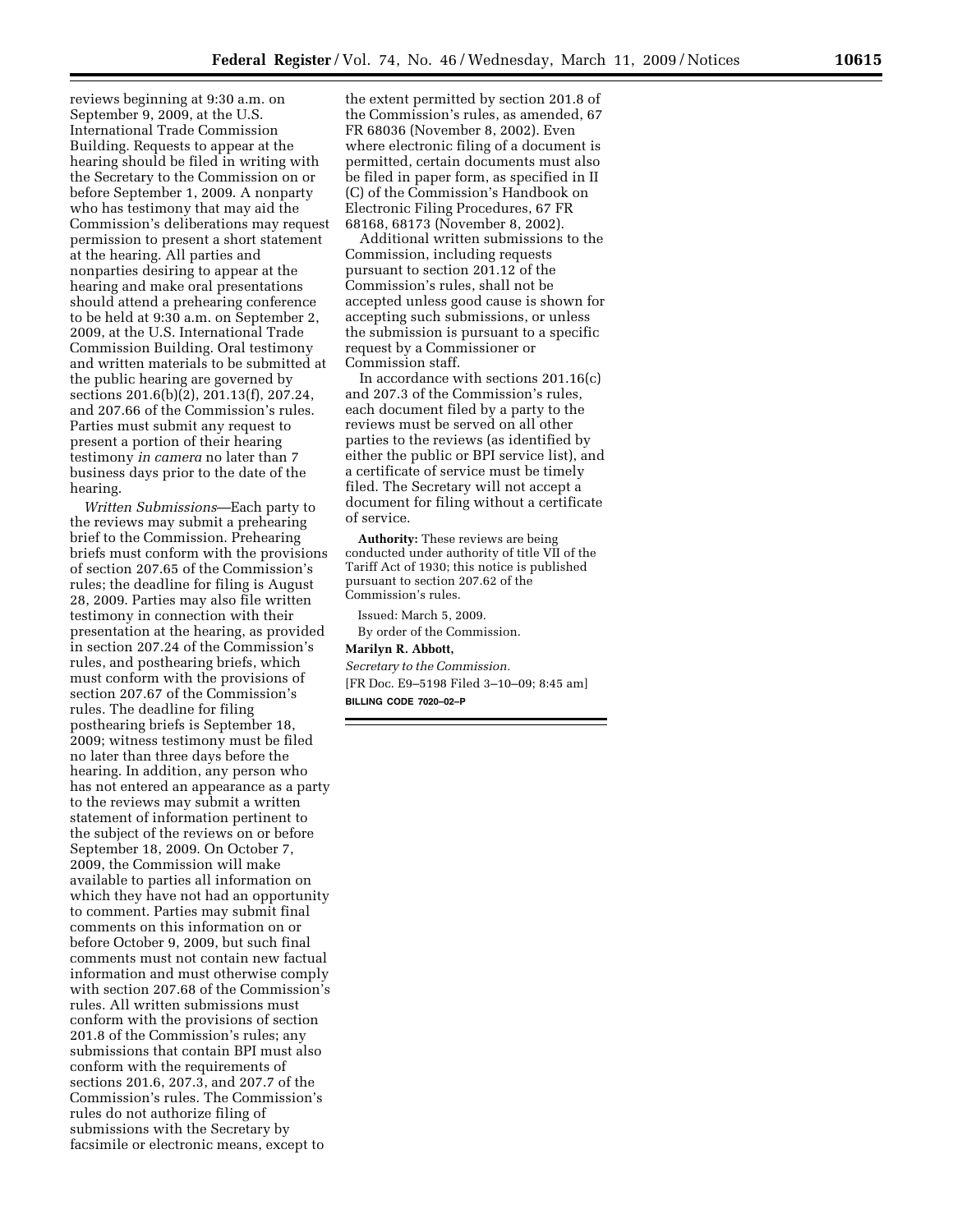reviews beginning at 9:30 a.m. on September 9, 2009, at the U.S. International Trade Commission Building. Requests to appear at the hearing should be filed in writing with the Secretary to the Commission on or before September 1, 2009. A nonparty who has testimony that may aid the Commission's deliberations may request permission to present a short statement at the hearing. All parties and nonparties desiring to appear at the hearing and make oral presentations should attend a prehearing conference to be held at 9:30 a.m. on September 2, 2009, at the U.S. International Trade Commission Building. Oral testimony and written materials to be submitted at the public hearing are governed by sections 201.6(b)(2), 201.13(f), 207.24, and 207.66 of the Commission's rules. Parties must submit any request to present a portion of their hearing testimony *in camera* no later than 7 business days prior to the date of the hearing.

*Written Submissions*—Each party to the reviews may submit a prehearing brief to the Commission. Prehearing briefs must conform with the provisions of section 207.65 of the Commission's rules; the deadline for filing is August 28, 2009. Parties may also file written testimony in connection with their presentation at the hearing, as provided in section 207.24 of the Commission's rules, and posthearing briefs, which must conform with the provisions of section 207.67 of the Commission's rules. The deadline for filing posthearing briefs is September 18, 2009; witness testimony must be filed no later than three days before the hearing. In addition, any person who has not entered an appearance as a party to the reviews may submit a written statement of information pertinent to the subject of the reviews on or before September 18, 2009. On October 7, 2009, the Commission will make available to parties all information on which they have not had an opportunity to comment. Parties may submit final comments on this information on or before October 9, 2009, but such final comments must not contain new factual information and must otherwise comply with section 207.68 of the Commission's rules. All written submissions must conform with the provisions of section 201.8 of the Commission's rules; any submissions that contain BPI must also conform with the requirements of sections 201.6, 207.3, and 207.7 of the Commission's rules. The Commission's rules do not authorize filing of submissions with the Secretary by facsimile or electronic means, except to the extent permitted by section 201.8 of the Commission's rules, as amended, 67 FR 68036 (November 8, 2002). Even where electronic filing of a document is permitted, certain documents must also be filed in paper form, as specified in II (C) of the Commission's Handbook on Electronic Filing Procedures, 67 FR 68168, 68173 (November 8, 2002).

Additional written submissions to the Commission, including requests pursuant to section 201.12 of the Commission's rules, shall not be accepted unless good cause is shown for accepting such submissions, or unless the submission is pursuant to a specific request by a Commissioner or Commission staff.

In accordance with sections 201.16(c) and 207.3 of the Commission's rules, each document filed by a party to the reviews must be served on all other parties to the reviews (as identified by either the public or BPI service list), and a certificate of service must be timely filed. The Secretary will not accept a document for filing without a certificate of service.

**Authority:** These reviews are being conducted under authority of title VII of the Tariff Act of 1930; this notice is published pursuant to section 207.62 of the Commission's rules.

Issued: March 5, 2009.

By order of the Commission.

**Marilyn R. Abbott,**

*Secretary to the Commission.*

[FR Doc. E9–5198 Filed 3–10–09; 8:45 am]

**BILLING CODE 7020–02–P**